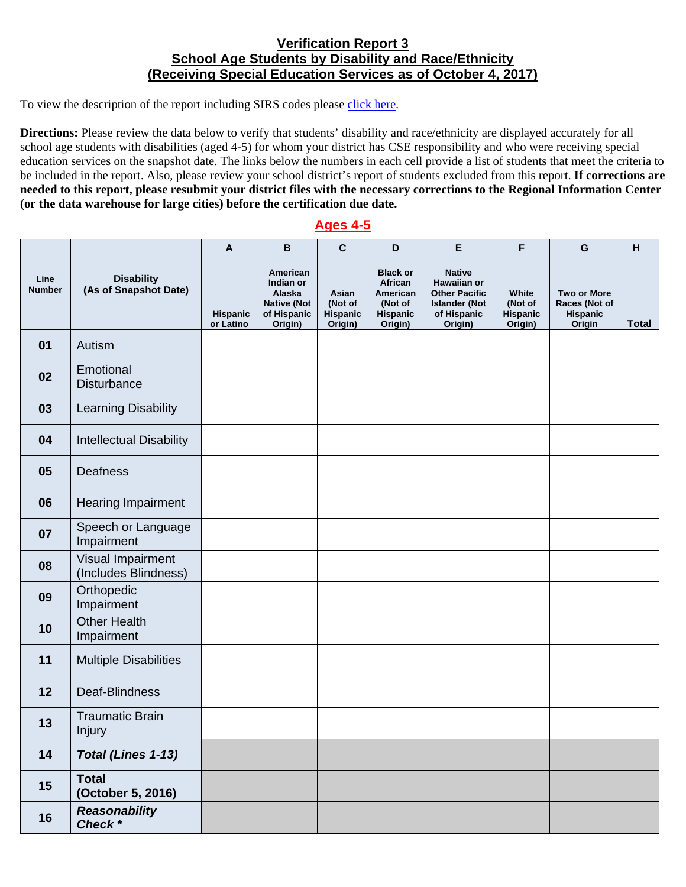## Verification Report 3
## School Age Students by Disability and Race/Ethnicity
## (Receiving Special Education Services as of October 4, 2017)

To view the description of the report including SIRS codes please click here.

**Directions:** Please review the data below to verify that students' disability and race/ethnicity are displayed accurately for all school age students with disabilities (aged 4-5) for whom your district has CSE responsibility and who were receiving special education services on the snapshot date. The links below the numbers in each cell provide a list of students that meet the criteria to be included in the report. Also, please review your school district's report of students excluded from this report. **If corrections are needed to this report, please resubmit your district files with the necessary corrections to the Regional Information Center (or the data warehouse for large cities) before the certification due date.**

### Ages 4-5

| | | A | B | C | D | E | F | G | H |
|---|---|---|---|---|---|---|---|---|---|
| **Line Number** | **Disability (As of Snapshot Date)** | **Hispanic or Latino** | **American Indian or Alaska Native (Not of Hispanic Origin)** | **Asian (Not of Hispanic Origin)** | **Black or African American (Not of Hispanic Origin)** | **Native Hawaiian or Other Pacific Islander (Not of Hispanic Origin)** | **White (Not of Hispanic Origin)** | **Two or More Races (Not of Hispanic Origin** | **Total** |
| **01** | Autism | | | | | | | | |
| **02** | Emotional Disturbance | | | | | | | | |
| **03** | Learning Disability | | | | | | | | |
| **04** | Intellectual Disability | | | | | | | | |
| **05** | Deafness | | | | | | | | |
| **06** | Hearing Impairment | | | | | | | | |
| **07** | Speech or Language Impairment | | | | | | | | |
| **08** | Visual Impairment (Includes Blindness) | | | | | | | | |
| **09** | Orthopedic Impairment | | | | | | | | |
| **10** | Other Health Impairment | | | | | | | | |
| **11** | Multiple Disabilities | | | | | | | | |
| **12** | Deaf-Blindness | | | | | | | | |
| **13** | Traumatic Brain Injury | | | | | | | | |
| **14** | ***Total (Lines 1-13)*** | | | | | | | | |
| **15** | **Total (October 5, 2016)** | | | | | | | | |
| **16** | ***Reasonability Check **** | | | | | | | | |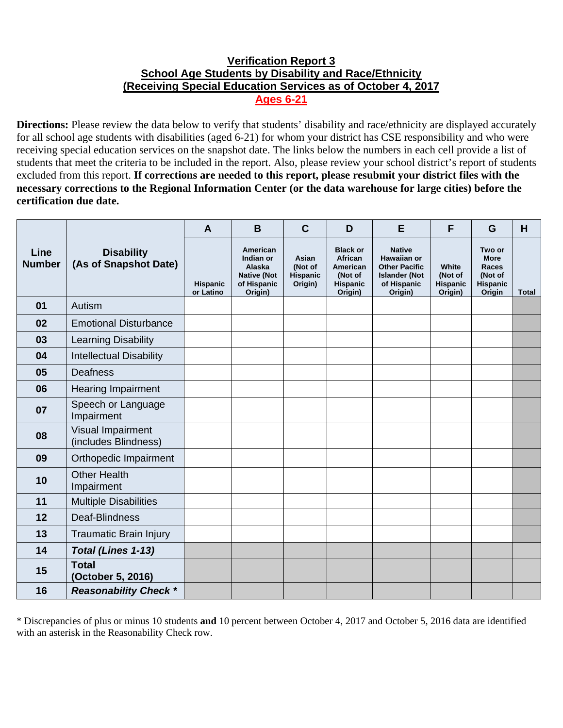## Verification Report 3
## School Age Students by Disability and Race/Ethnicity
## (Receiving Special Education Services as of October 4, 2017
## Ages 6-21

**Directions:** Please review the data below to verify that students' disability and race/ethnicity are displayed accurately for all school age students with disabilities (aged 6-21) for whom your district has CSE responsibility and who were receiving special education services on the snapshot date. The links below the numbers in each cell provide a list of students that meet the criteria to be included in the report. Also, please review your school district's report of students excluded from this report. **If corrections are needed to this report, please resubmit your district files with the necessary corrections to the Regional Information Center (or the data warehouse for large cities) before the certification due date.**

| Line Number | Disability (As of Snapshot Date) | A | B | C | D | E | F | G | H |
|---|---|---|---|---|---|---|---|---|---|
| | | Hispanic or Latino | American Indian or Alaska Native (Not of Hispanic Origin) | Asian (Not of Hispanic Origin) | Black or African American (Not of Hispanic Origin) | Native Hawaiian or Other Pacific Islander (Not of Hispanic Origin) | White (Not of Hispanic Origin) | Two or More Races (Not of Hispanic Origin | Total |
| 01 | Autism | | | | | | | | |
| 02 | Emotional Disturbance | | | | | | | | |
| 03 | Learning Disability | | | | | | | | |
| 04 | Intellectual Disability | | | | | | | | |
| 05 | Deafness | | | | | | | | |
| 06 | Hearing Impairment | | | | | | | | |
| 07 | Speech or Language Impairment | | | | | | | | |
| 08 | Visual Impairment (includes Blindness) | | | | | | | | |
| 09 | Orthopedic Impairment | | | | | | | | |
| 10 | Other Health Impairment | | | | | | | | |
| 11 | Multiple Disabilities | | | | | | | | |
| 12 | Deaf-Blindness | | | | | | | | |
| 13 | Traumatic Brain Injury | | | | | | | | |
| 14 | ***Total (Lines 1-13)*** | | | | | | | | |
| 15 | **Total (October 5, 2016)** | | | | | | | | |
| 16 | ***Reasonability Check **** | | | | | | | | |

* Discrepancies of plus or minus 10 students **and** 10 percent between October 4, 2017 and October 5, 2016 data are identified with an asterisk in the Reasonability Check row.